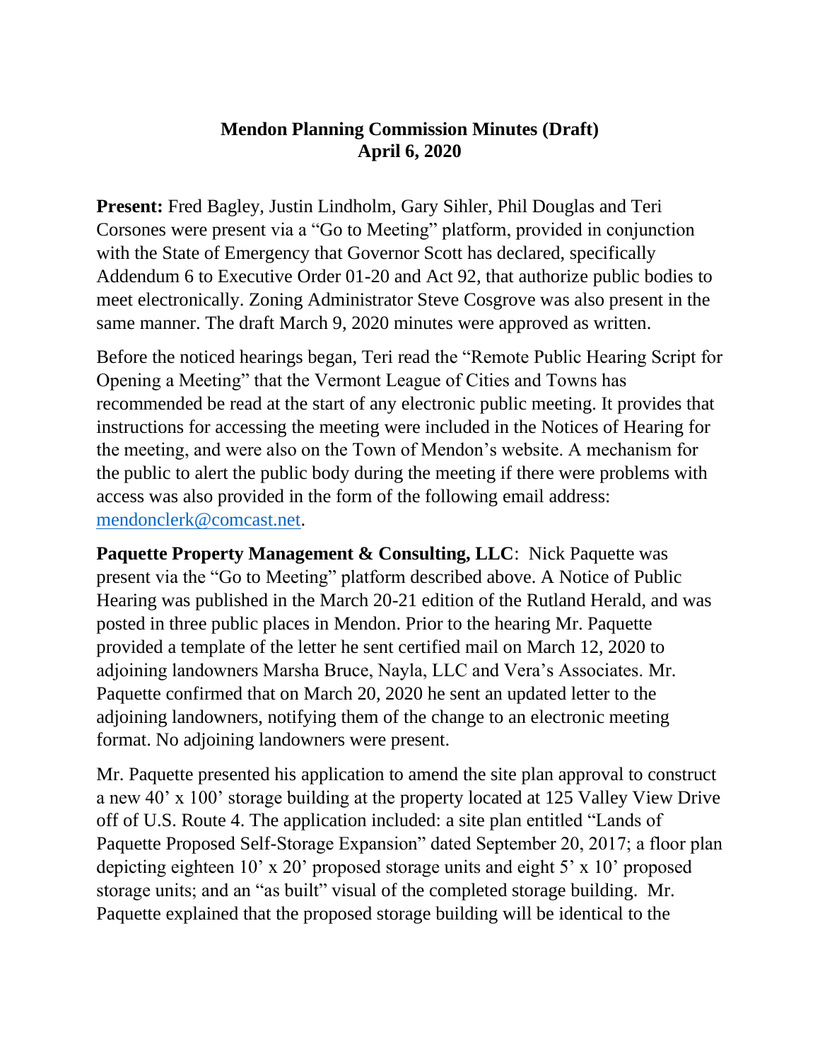# Mendon Planning Commission Minutes (Draft)
## April 6, 2020

**Present:** Fred Bagley, Justin Lindholm, Gary Sihler, Phil Douglas and Teri Corsones were present via a "Go to Meeting" platform, provided in conjunction with the State of Emergency that Governor Scott has declared, specifically Addendum 6 to Executive Order 01-20 and Act 92, that authorize public bodies to meet electronically. Zoning Administrator Steve Cosgrove was also present in the same manner. The draft March 9, 2020 minutes were approved as written.

Before the noticed hearings began, Teri read the "Remote Public Hearing Script for Opening a Meeting" that the Vermont League of Cities and Towns has recommended be read at the start of any electronic public meeting. It provides that instructions for accessing the meeting were included in the Notices of Hearing for the meeting, and were also on the Town of Mendon's website. A mechanism for the public to alert the public body during the meeting if there were problems with access was also provided in the form of the following email address: mendonclerk@comcast.net.

**Paquette Property Management & Consulting, LLC**: Nick Paquette was present via the "Go to Meeting" platform described above. A Notice of Public Hearing was published in the March 20-21 edition of the Rutland Herald, and was posted in three public places in Mendon. Prior to the hearing Mr. Paquette provided a template of the letter he sent certified mail on March 12, 2020 to adjoining landowners Marsha Bruce, Nayla, LLC and Vera's Associates. Mr. Paquette confirmed that on March 20, 2020 he sent an updated letter to the adjoining landowners, notifying them of the change to an electronic meeting format. No adjoining landowners were present.

Mr. Paquette presented his application to amend the site plan approval to construct a new 40' x 100' storage building at the property located at 125 Valley View Drive off of U.S. Route 4. The application included: a site plan entitled "Lands of Paquette Proposed Self-Storage Expansion" dated September 20, 2017; a floor plan depicting eighteen 10' x 20' proposed storage units and eight 5' x 10' proposed storage units; and an "as built" visual of the completed storage building. Mr. Paquette explained that the proposed storage building will be identical to the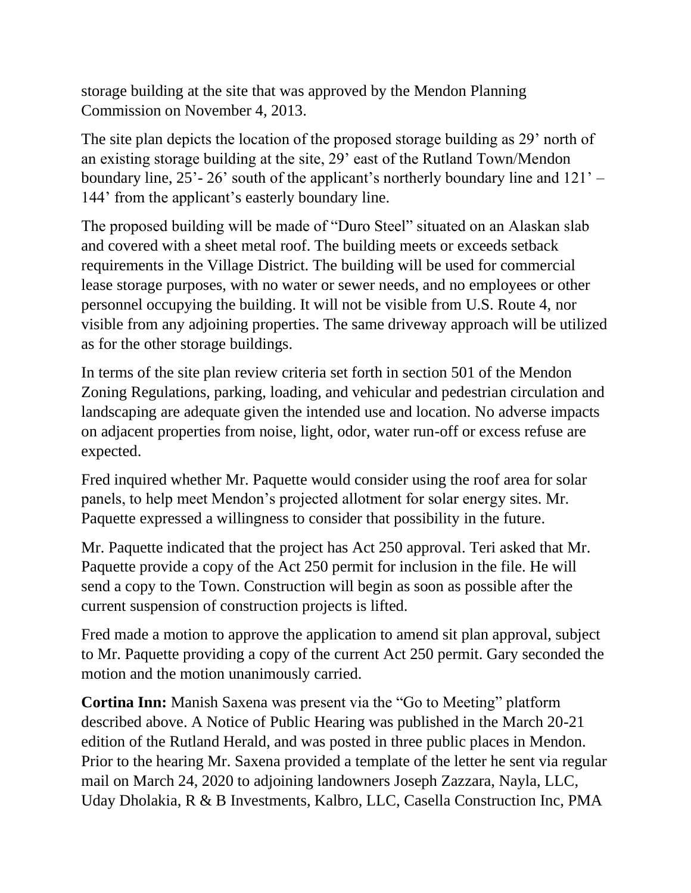storage building at the site that was approved by the Mendon Planning Commission on November 4, 2013.

The site plan depicts the location of the proposed storage building as 29' north of an existing storage building at the site, 29' east of the Rutland Town/Mendon boundary line, 25'- 26' south of the applicant's northerly boundary line and 121' – 144' from the applicant's easterly boundary line.

The proposed building will be made of "Duro Steel" situated on an Alaskan slab and covered with a sheet metal roof. The building meets or exceeds setback requirements in the Village District. The building will be used for commercial lease storage purposes, with no water or sewer needs, and no employees or other personnel occupying the building. It will not be visible from U.S. Route 4, nor visible from any adjoining properties. The same driveway approach will be utilized as for the other storage buildings.

In terms of the site plan review criteria set forth in section 501 of the Mendon Zoning Regulations, parking, loading, and vehicular and pedestrian circulation and landscaping are adequate given the intended use and location. No adverse impacts on adjacent properties from noise, light, odor, water run-off or excess refuse are expected.

Fred inquired whether Mr. Paquette would consider using the roof area for solar panels, to help meet Mendon's projected allotment for solar energy sites. Mr. Paquette expressed a willingness to consider that possibility in the future.

Mr. Paquette indicated that the project has Act 250 approval. Teri asked that Mr. Paquette provide a copy of the Act 250 permit for inclusion in the file. He will send a copy to the Town. Construction will begin as soon as possible after the current suspension of construction projects is lifted.

Fred made a motion to approve the application to amend sit plan approval, subject to Mr. Paquette providing a copy of the current Act 250 permit. Gary seconded the motion and the motion unanimously carried.

**Cortina Inn:** Manish Saxena was present via the "Go to Meeting" platform described above. A Notice of Public Hearing was published in the March 20-21 edition of the Rutland Herald, and was posted in three public places in Mendon. Prior to the hearing Mr. Saxena provided a template of the letter he sent via regular mail on March 24, 2020 to adjoining landowners Joseph Zazzara, Nayla, LLC, Uday Dholakia, R & B Investments, Kalbro, LLC, Casella Construction Inc, PMA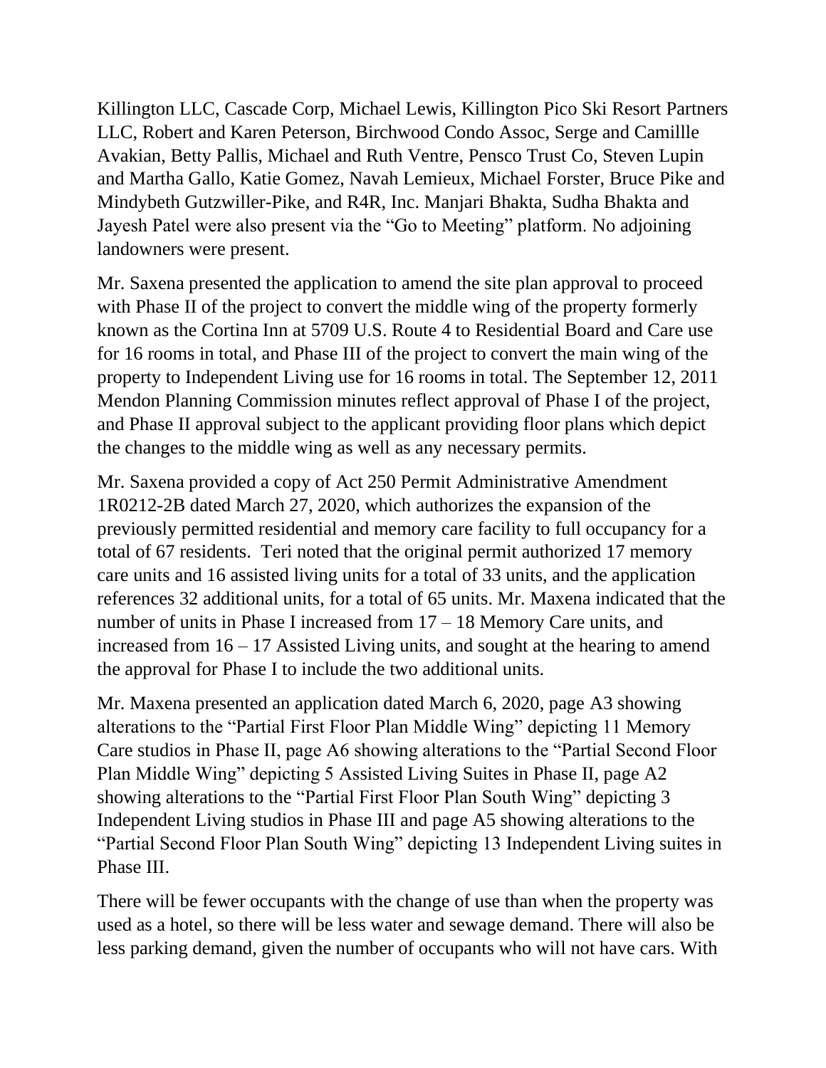Killington LLC, Cascade Corp, Michael Lewis, Killington Pico Ski Resort Partners LLC, Robert and Karen Peterson, Birchwood Condo Assoc, Serge and Camillle Avakian, Betty Pallis, Michael and Ruth Ventre, Pensco Trust Co, Steven Lupin and Martha Gallo, Katie Gomez, Navah Lemieux, Michael Forster, Bruce Pike and Mindybeth Gutzwiller-Pike, and R4R, Inc. Manjari Bhakta, Sudha Bhakta and Jayesh Patel were also present via the "Go to Meeting" platform. No adjoining landowners were present.

Mr. Saxena presented the application to amend the site plan approval to proceed with Phase II of the project to convert the middle wing of the property formerly known as the Cortina Inn at 5709 U.S. Route 4 to Residential Board and Care use for 16 rooms in total, and Phase III of the project to convert the main wing of the property to Independent Living use for 16 rooms in total. The September 12, 2011 Mendon Planning Commission minutes reflect approval of Phase I of the project, and Phase II approval subject to the applicant providing floor plans which depict the changes to the middle wing as well as any necessary permits.

Mr. Saxena provided a copy of Act 250 Permit Administrative Amendment 1R0212-2B dated March 27, 2020, which authorizes the expansion of the previously permitted residential and memory care facility to full occupancy for a total of 67 residents. Teri noted that the original permit authorized 17 memory care units and 16 assisted living units for a total of 33 units, and the application references 32 additional units, for a total of 65 units. Mr. Maxena indicated that the number of units in Phase I increased from 17 – 18 Memory Care units, and increased from 16 – 17 Assisted Living units, and sought at the hearing to amend the approval for Phase I to include the two additional units.

Mr. Maxena presented an application dated March 6, 2020, page A3 showing alterations to the "Partial First Floor Plan Middle Wing" depicting 11 Memory Care studios in Phase II, page A6 showing alterations to the "Partial Second Floor Plan Middle Wing" depicting 5 Assisted Living Suites in Phase II, page A2 showing alterations to the "Partial First Floor Plan South Wing" depicting 3 Independent Living studios in Phase III and page A5 showing alterations to the "Partial Second Floor Plan South Wing" depicting 13 Independent Living suites in Phase III.

There will be fewer occupants with the change of use than when the property was used as a hotel, so there will be less water and sewage demand. There will also be less parking demand, given the number of occupants who will not have cars. With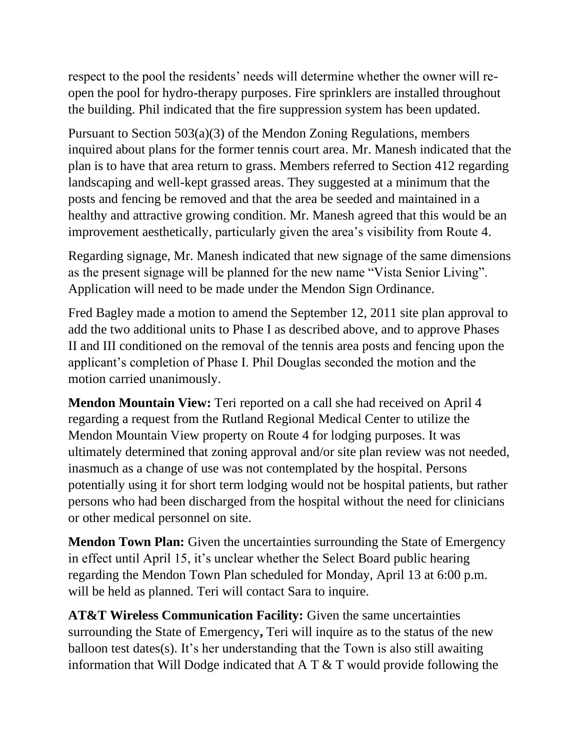respect to the pool the residents' needs will determine whether the owner will re-open the pool for hydro-therapy purposes. Fire sprinklers are installed throughout the building. Phil indicated that the fire suppression system has been updated.

Pursuant to Section 503(a)(3) of the Mendon Zoning Regulations, members inquired about plans for the former tennis court area. Mr. Manesh indicated that the plan is to have that area return to grass. Members referred to Section 412 regarding landscaping and well-kept grassed areas. They suggested at a minimum that the posts and fencing be removed and that the area be seeded and maintained in a healthy and attractive growing condition. Mr. Manesh agreed that this would be an improvement aesthetically, particularly given the area's visibility from Route 4.

Regarding signage, Mr. Manesh indicated that new signage of the same dimensions as the present signage will be planned for the new name "Vista Senior Living". Application will need to be made under the Mendon Sign Ordinance.

Fred Bagley made a motion to amend the September 12, 2011 site plan approval to add the two additional units to Phase I as described above, and to approve Phases II and III conditioned on the removal of the tennis area posts and fencing upon the applicant's completion of Phase I. Phil Douglas seconded the motion and the motion carried unanimously.

**Mendon Mountain View:** Teri reported on a call she had received on April 4 regarding a request from the Rutland Regional Medical Center to utilize the Mendon Mountain View property on Route 4 for lodging purposes. It was ultimately determined that zoning approval and/or site plan review was not needed, inasmuch as a change of use was not contemplated by the hospital. Persons potentially using it for short term lodging would not be hospital patients, but rather persons who had been discharged from the hospital without the need for clinicians or other medical personnel on site.

**Mendon Town Plan:** Given the uncertainties surrounding the State of Emergency in effect until April 15, it's unclear whether the Select Board public hearing regarding the Mendon Town Plan scheduled for Monday, April 13 at 6:00 p.m. will be held as planned. Teri will contact Sara to inquire.

**AT&T Wireless Communication Facility:** Given the same uncertainties surrounding the State of Emergency**,** Teri will inquire as to the status of the new balloon test dates(s). It's her understanding that the Town is also still awaiting information that Will Dodge indicated that A T & T would provide following the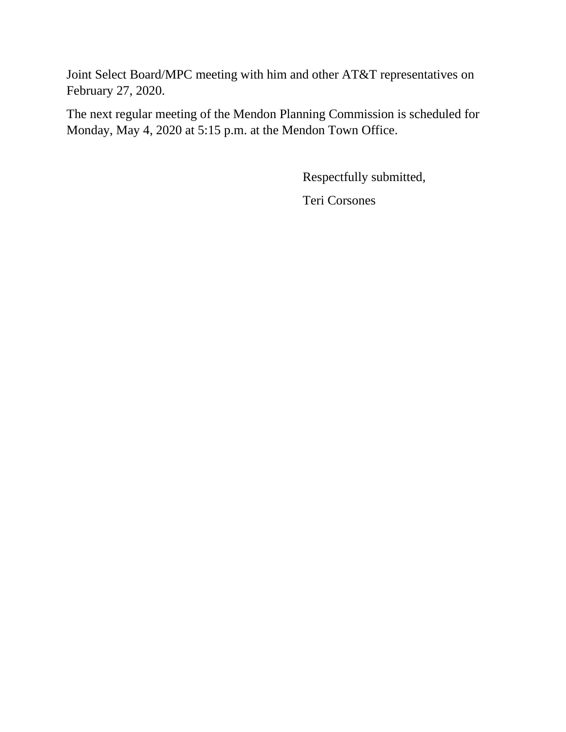Joint Select Board/MPC meeting with him and other AT&T representatives on February 27, 2020.

The next regular meeting of the Mendon Planning Commission is scheduled for Monday, May 4, 2020 at 5:15 p.m. at the Mendon Town Office.

Respectfully submitted,

Teri Corsones